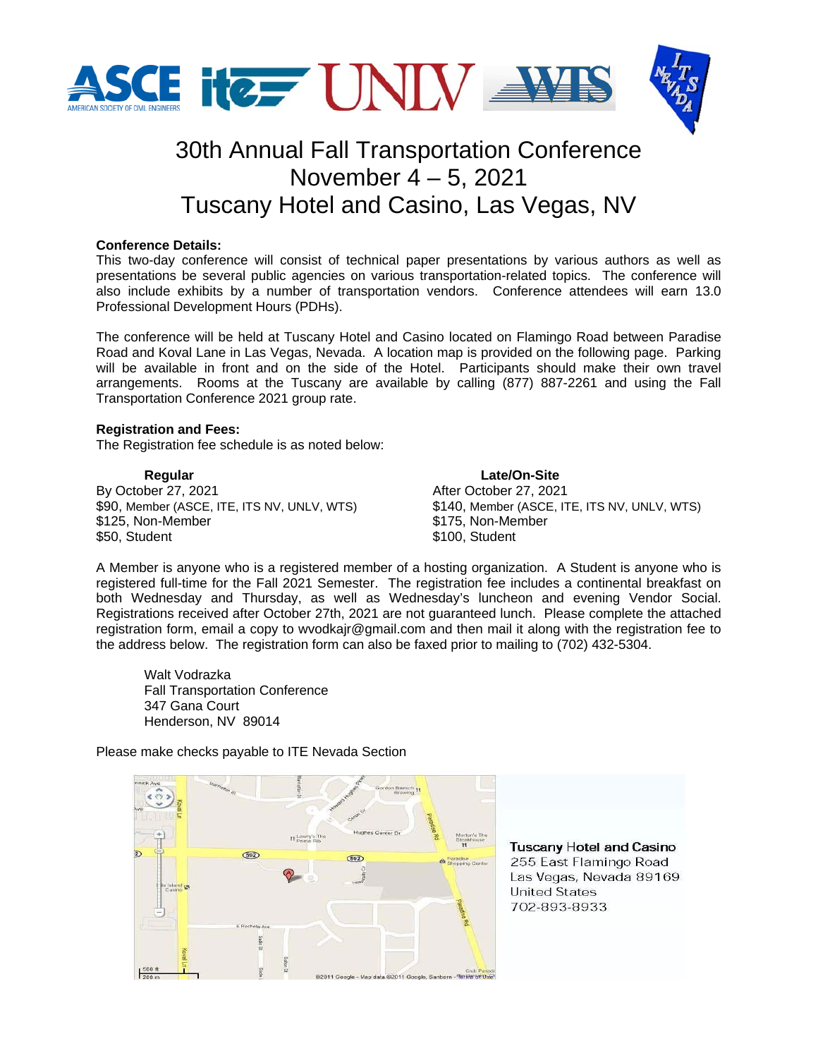# 30th Annual Fall Transportation Conference
## November 4 – 5, 2021
## Tuscany Hotel and Casino, Las Vegas, NV

**Conference Details:**
This two-day conference will consist of technical paper presentations by various authors as well as presentations be several public agencies on various transportation-related topics. The conference will also include exhibits by a number of transportation vendors. Conference attendees will earn 13.0 Professional Development Hours (PDHs).

The conference will be held at Tuscany Hotel and Casino located on Flamingo Road between Paradise Road and Koval Lane in Las Vegas, Nevada. A location map is provided on the following page. Parking will be available in front and on the side of the Hotel. Participants should make their own travel arrangements. Rooms at the Tuscany are available by calling (877) 887-2261 and using the Fall Transportation Conference 2021 group rate.

**Registration and Fees:**
The Registration fee schedule is as noted below:

| Regular | Late/On-Site |
|---|---|
| By October 27, 2021 | After October 27, 2021 |
| $90, Member (ASCE, ITE, ITS NV, UNLV, WTS) | $140, Member (ASCE, ITE, ITS NV, UNLV, WTS) |
| $125, Non-Member | $175, Non-Member |
| $50, Student | $100, Student |

A Member is anyone who is a registered member of a hosting organization. A Student is anyone who is registered full-time for the Fall 2021 Semester. The registration fee includes a continental breakfast on both Wednesday and Thursday, as well as Wednesday's luncheon and evening Vendor Social. Registrations received after October 27th, 2021 are not guaranteed lunch. Please complete the attached registration form, email a copy to wvodkajr@gmail.com and then mail it along with the registration fee to the address below. The registration form can also be faxed prior to mailing to (702) 432-5304.

Walt Vodrazka
Fall Transportation Conference
347 Gana Court
Henderson, NV 89014

Please make checks payable to ITE Nevada Section

**Tuscany Hotel and Casino**
255 East Flamingo Road
Las Vegas, Nevada 89169
United States
702-893-8933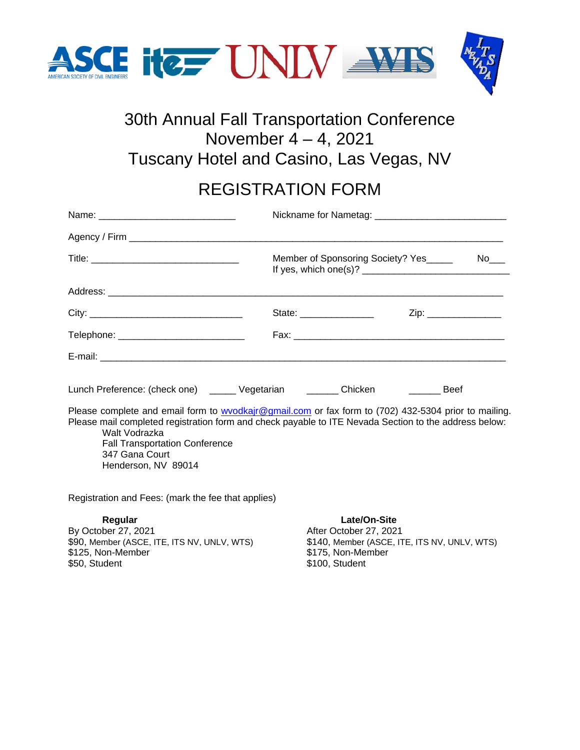# 30th Annual Fall Transportation Conference

November 4 – 4, 2021

Tuscany Hotel and Casino, Las Vegas, NV

## REGISTRATION FORM

Name: _________________________ Nickname for Nametag: ________________________

Agency / Firm ____________________________________________________________________

Title: ___________________________ Member of Sponsoring Society? Yes_____ No___
If yes, which one(s)? ___________________________

Address: ________________________________________________________________________

City: ___________________________ State: ______________ Zip: ______________

Telephone: ______________________ Fax: _______________________________________

E-mail: __________________________________________________________________________

Lunch Preference: (check one) _____ Vegetarian ______ Chicken ______ Beef

Please complete and email form to wvodkajr@gmail.com or fax form to (702) 432-5304 prior to mailing. Please mail completed registration form and check payable to ITE Nevada Section to the address below:

Walt Vodrazka
Fall Transportation Conference
347 Gana Court
Henderson, NV 89014

Registration and Fees: (mark the fee that applies)

**Regular**
By October 27, 2021
$90, Member (ASCE, ITE, ITS NV, UNLV, WTS)
$125, Non-Member
$50, Student

**Late/On-Site**
After October 27, 2021
$140, Member (ASCE, ITE, ITS NV, UNLV, WTS)
$175, Non-Member
$100, Student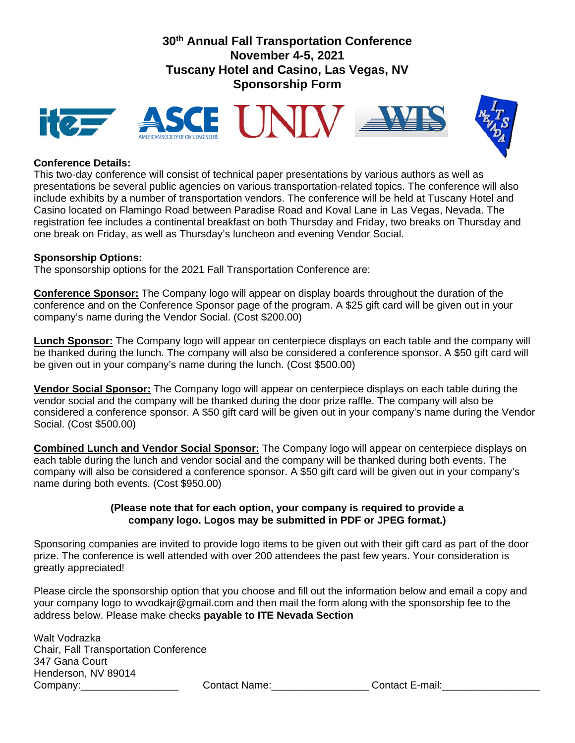# 30th Annual Fall Transportation Conference
# November 4-5, 2021
# Tuscany Hotel and Casino, Las Vegas, NV
# Sponsorship Form

**Conference Details:**

This two-day conference will consist of technical paper presentations by various authors as well as presentations be several public agencies on various transportation-related topics. The conference will also include exhibits by a number of transportation vendors. The conference will be held at Tuscany Hotel and Casino located on Flamingo Road between Paradise Road and Koval Lane in Las Vegas, Nevada. The registration fee includes a continental breakfast on both Thursday and Friday, two breaks on Thursday and one break on Friday, as well as Thursday's luncheon and evening Vendor Social.

**Sponsorship Options:**

The sponsorship options for the 2021 Fall Transportation Conference are:

**Conference Sponsor:** The Company logo will appear on display boards throughout the duration of the conference and on the Conference Sponsor page of the program. A $25 gift card will be given out in your company's name during the Vendor Social. (Cost $200.00)

**Lunch Sponsor:** The Company logo will appear on centerpiece displays on each table and the company will be thanked during the lunch. The company will also be considered a conference sponsor. A $50 gift card will be given out in your company's name during the lunch. (Cost $500.00)

**Vendor Social Sponsor:** The Company logo will appear on centerpiece displays on each table during the vendor social and the company will be thanked during the door prize raffle. The company will also be considered a conference sponsor. A $50 gift card will be given out in your company's name during the Vendor Social. (Cost $500.00)

**Combined Lunch and Vendor Social Sponsor:** The Company logo will appear on centerpiece displays on each table during the lunch and vendor social and the company will be thanked during both events. The company will also be considered a conference sponsor. A $50 gift card will be given out in your company's name during both events. (Cost $950.00)

**(Please note that for each option, your company is required to provide a company logo. Logos may be submitted in PDF or JPEG format.)**

Sponsoring companies are invited to provide logo items to be given out with their gift card as part of the door prize. The conference is well attended with over 200 attendees the past few years. Your consideration is greatly appreciated!

Please circle the sponsorship option that you choose and fill out the information below and email a copy and your company logo to wvodkajr@gmail.com and then mail the form along with the sponsorship fee to the address below. Please make checks **payable to ITE Nevada Section**

Walt Vodrazka
Chair, Fall Transportation Conference
347 Gana Court
Henderson, NV 89014

Company:_________________ Contact Name:________________ Contact E-mail:_________________